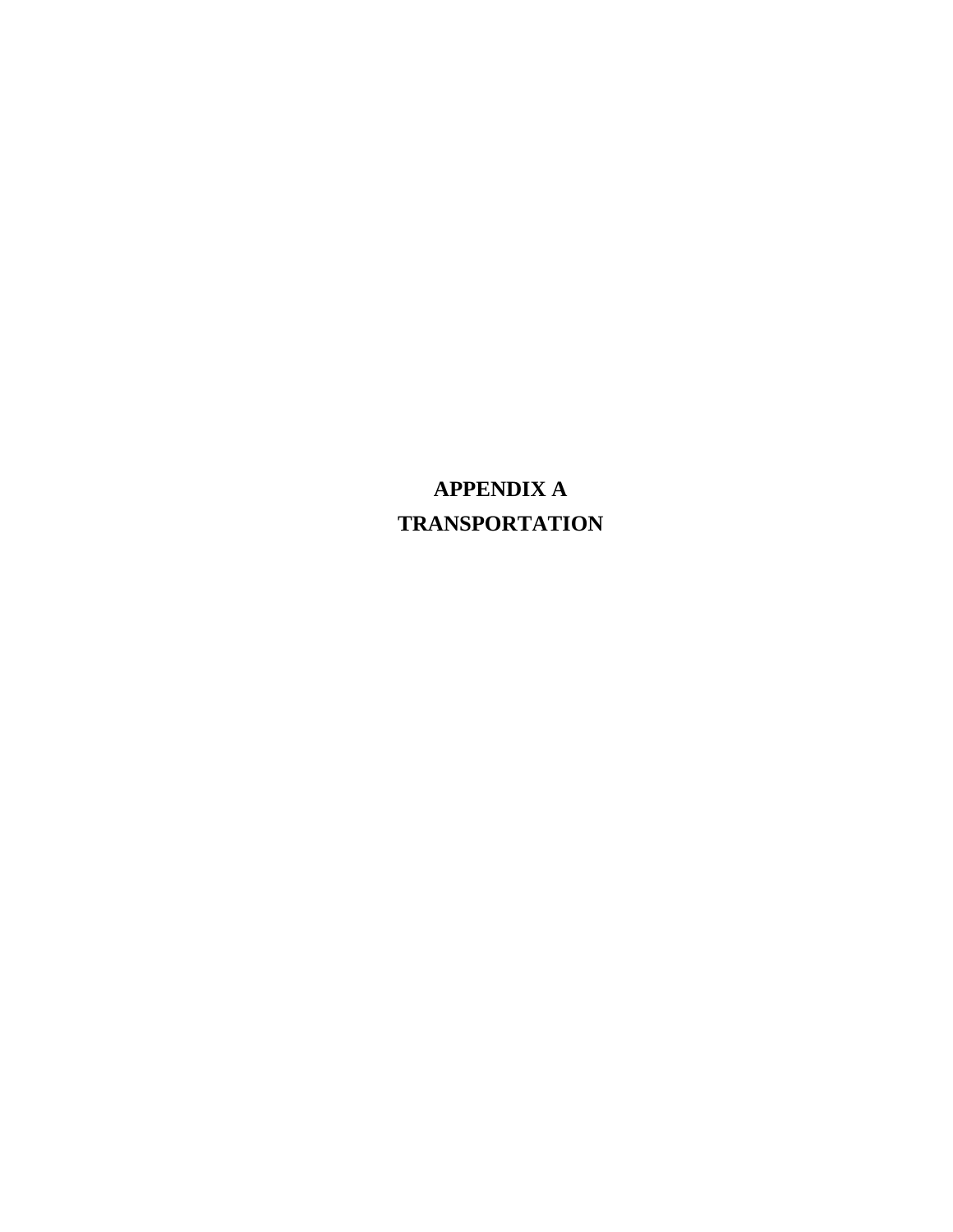# APPENDIX A
# TRANSPORTATION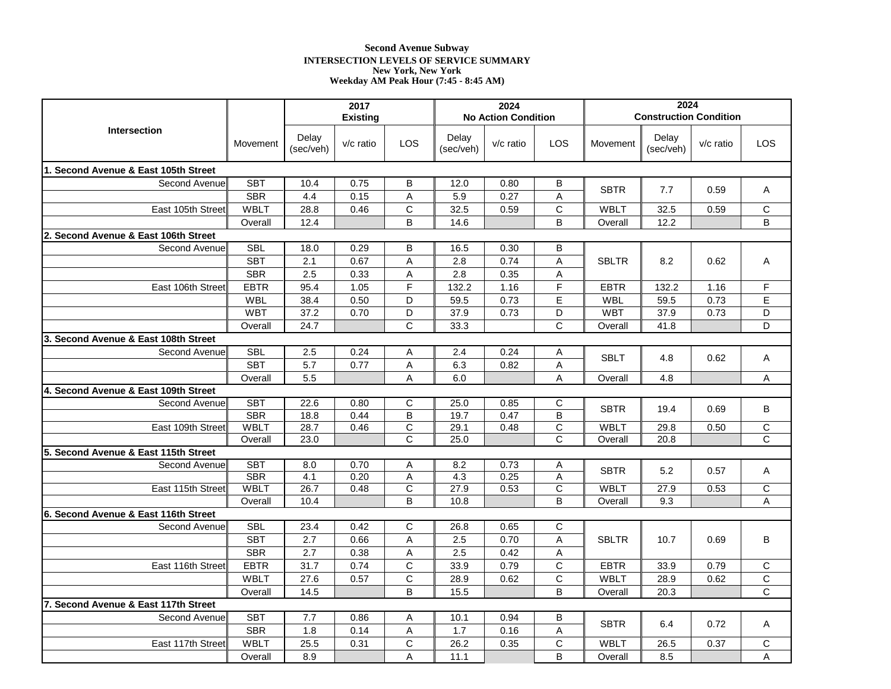**Second Avenue Subway**
**INTERSECTION LEVELS OF SERVICE SUMMARY**
**New York, New York**
**Weekday AM Peak Hour (7:45 - 8:45 AM)**

| Intersection | Movement | 2017 Existing | | | 2024 No Action Condition | | | 2024 Construction Condition | | | |
|---|---|---|---|---|---|---|---|---|---|---|---|
| | | Delay (sec/veh) | v/c ratio | LOS | Delay (sec/veh) | v/c ratio | LOS | Movement | Delay (sec/veh) | v/c ratio | LOS |
| **1. Second Avenue & East 105th Street** | | | | | | | | | | | |
| Second Avenue | SBT | 10.4 | 0.75 | B | 12.0 | 0.80 | B | SBTR | 7.7 | 0.59 | A |
| | SBR | 4.4 | 0.15 | A | 5.9 | 0.27 | A | | | | |
| East 105th Street | WBLT | 28.8 | 0.46 | C | 32.5 | 0.59 | C | WBLT | 32.5 | 0.59 | C |
| | Overall | 12.4 | | B | 14.6 | | B | Overall | 12.2 | | B |
| **2. Second Avenue & East 106th Street** | | | | | | | | | | | |
| Second Avenue | SBL | 18.0 | 0.29 | B | 16.5 | 0.30 | B | SBLTR | 8.2 | 0.62 | A |
| | SBT | 2.1 | 0.67 | A | 2.8 | 0.74 | A | | | | |
| | SBR | 2.5 | 0.33 | A | 2.8 | 0.35 | A | | | | |
| East 106th Street | EBTR | 95.4 | 1.05 | F | 132.2 | 1.16 | F | EBTR | 132.2 | 1.16 | F |
| | WBL | 38.4 | 0.50 | D | 59.5 | 0.73 | E | WBL | 59.5 | 0.73 | E |
| | WBT | 37.2 | 0.70 | D | 37.9 | 0.73 | D | WBT | 37.9 | 0.73 | D |
| | Overall | 24.7 | | C | 33.3 | | C | Overall | 41.8 | | D |
| **3. Second Avenue & East 108th Street** | | | | | | | | | | | |
| Second Avenue | SBL | 2.5 | 0.24 | A | 2.4 | 0.24 | A | SBLT | 4.8 | 0.62 | A |
| | SBT | 5.7 | 0.77 | A | 6.3 | 0.82 | A | | | | |
| | Overall | 5.5 | | A | 6.0 | | A | Overall | 4.8 | | A |
| **4. Second Avenue & East 109th Street** | | | | | | | | | | | |
| Second Avenue | SBT | 22.6 | 0.80 | C | 25.0 | 0.85 | C | SBTR | 19.4 | 0.69 | B |
| | SBR | 18.8 | 0.44 | B | 19.7 | 0.47 | B | | | | |
| East 109th Street | WBLT | 28.7 | 0.46 | C | 29.1 | 0.48 | C | WBLT | 29.8 | 0.50 | C |
| | Overall | 23.0 | | C | 25.0 | | C | Overall | 20.8 | | C |
| **5. Second Avenue & East 115th Street** | | | | | | | | | | | |
| Second Avenue | SBT | 8.0 | 0.70 | A | 8.2 | 0.73 | A | SBTR | 5.2 | 0.57 | A |
| | SBR | 4.1 | 0.20 | A | 4.3 | 0.25 | A | | | | |
| East 115th Street | WBLT | 26.7 | 0.48 | C | 27.9 | 0.53 | C | WBLT | 27.9 | 0.53 | C |
| | Overall | 10.4 | | B | 10.8 | | B | Overall | 9.3 | | A |
| **6. Second Avenue & East 116th Street** | | | | | | | | | | | |
| Second Avenue | SBL | 23.4 | 0.42 | C | 26.8 | 0.65 | C | SBLTR | 10.7 | 0.69 | B |
| | SBT | 2.7 | 0.66 | A | 2.5 | 0.70 | A | | | | |
| | SBR | 2.7 | 0.38 | A | 2.5 | 0.42 | A | | | | |
| East 116th Street | EBTR | 31.7 | 0.74 | C | 33.9 | 0.79 | C | EBTR | 33.9 | 0.79 | C |
| | WBLT | 27.6 | 0.57 | C | 28.9 | 0.62 | C | WBLT | 28.9 | 0.62 | C |
| | Overall | 14.5 | | B | 15.5 | | B | Overall | 20.3 | | C |
| **7. Second Avenue & East 117th Street** | | | | | | | | | | | |
| Second Avenue | SBT | 7.7 | 0.86 | A | 10.1 | 0.94 | B | SBTR | 6.4 | 0.72 | A |
| | SBR | 1.8 | 0.14 | A | 1.7 | 0.16 | A | | | | |
| East 117th Street | WBLT | 25.5 | 0.31 | C | 26.2 | 0.35 | C | WBLT | 26.5 | 0.37 | C |
| | Overall | 8.9 | | A | 11.1 | | B | Overall | 8.5 | | A |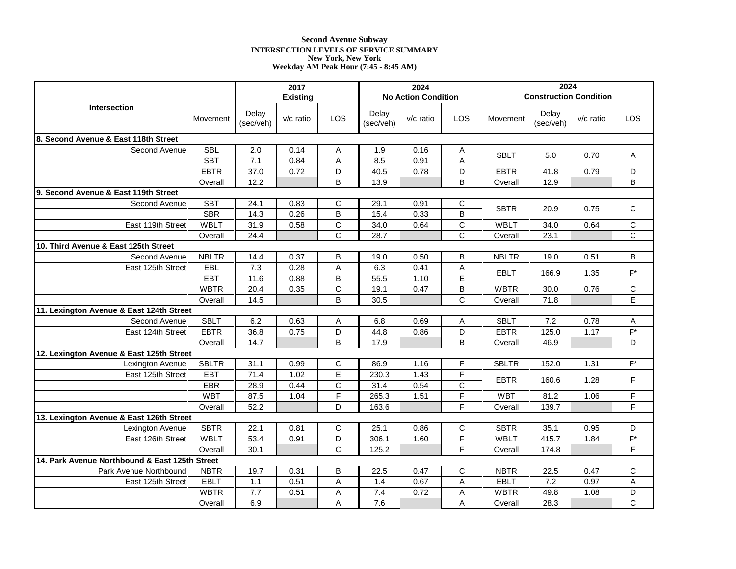**Second Avenue Subway**
**INTERSECTION LEVELS OF SERVICE SUMMARY**
**New York, New York**
**Weekday AM Peak Hour (7:45 - 8:45 AM)**

| Intersection | Movement | 2017 Existing | | | 2024 No Action Condition | | | 2024 Construction Condition | | | |
|---|---|---|---|---|---|---|---|---|---|---|---|
| | | Delay (sec/veh) | v/c ratio | LOS | Delay (sec/veh) | v/c ratio | LOS | Movement | Delay (sec/veh) | v/c ratio | LOS |
| **8. Second Avenue & East 118th Street** | | | | | | | | | | | |
| Second Avenue | SBL | 2.0 | 0.14 | A | 1.9 | 0.16 | A | SBLT | 5.0 | 0.70 | A |
| | SBT | 7.1 | 0.84 | A | 8.5 | 0.91 | A | | | | |
| | EBTR | 37.0 | 0.72 | D | 40.5 | 0.78 | D | EBTR | 41.8 | 0.79 | D |
| | Overall | 12.2 | | B | 13.9 | | B | Overall | 12.9 | | B |
| **9. Second Avenue & East 119th Street** | | | | | | | | | | | |
| Second Avenue | SBT | 24.1 | 0.83 | C | 29.1 | 0.91 | C | SBTR | 20.9 | 0.75 | C |
| | SBR | 14.3 | 0.26 | B | 15.4 | 0.33 | B | | | | |
| East 119th Street | WBLT | 31.9 | 0.58 | C | 34.0 | 0.64 | C | WBLT | 34.0 | 0.64 | C |
| | Overall | 24.4 | | C | 28.7 | | C | Overall | 23.1 | | C |
| **10. Third Avenue & East 125th Street** | | | | | | | | | | | |
| Second Avenue | NBLTR | 14.4 | 0.37 | B | 19.0 | 0.50 | B | NBLTR | 19.0 | 0.51 | B |
| East 125th Street | EBL | 7.3 | 0.28 | A | 6.3 | 0.41 | A | EBLT | 166.9 | 1.35 | F* |
| | EBT | 11.6 | 0.88 | B | 55.5 | 1.10 | E | | | | |
| | WBTR | 20.4 | 0.35 | C | 19.1 | 0.47 | B | WBTR | 30.0 | 0.76 | C |
| | Overall | 14.5 | | B | 30.5 | | C | Overall | 71.8 | | E |
| **11. Lexington Avenue & East 124th Street** | | | | | | | | | | | |
| Second Avenue | SBLT | 6.2 | 0.63 | A | 6.8 | 0.69 | A | SBLT | 7.2 | 0.78 | A |
| East 124th Street | EBTR | 36.8 | 0.75 | D | 44.8 | 0.86 | D | EBTR | 125.0 | 1.17 | F* |
| | Overall | 14.7 | | B | 17.9 | | B | Overall | 46.9 | | D |
| **12. Lexington Avenue & East 125th Street** | | | | | | | | | | | |
| Lexington Avenue | SBLTR | 31.1 | 0.99 | C | 86.9 | 1.16 | F | SBLTR | 152.0 | 1.31 | F* |
| East 125th Street | EBT | 71.4 | 1.02 | E | 230.3 | 1.43 | F | EBTR | 160.6 | 1.28 | F |
| | EBR | 28.9 | 0.44 | C | 31.4 | 0.54 | C | | | | |
| | WBT | 87.5 | 1.04 | F | 265.3 | 1.51 | F | WBT | 81.2 | 1.06 | F |
| | Overall | 52.2 | | D | 163.6 | | F | Overall | 139.7 | | F |
| **13. Lexington Avenue & East 126th Street** | | | | | | | | | | | |
| Lexington Avenue | SBTR | 22.1 | 0.81 | C | 25.1 | 0.86 | C | SBTR | 35.1 | 0.95 | D |
| East 126th Street | WBLT | 53.4 | 0.91 | D | 306.1 | 1.60 | F | WBLT | 415.7 | 1.84 | F* |
| | Overall | 30.1 | | C | 125.2 | | F | Overall | 174.8 | | F |
| **14. Park Avenue Northbound & East 125th Street** | | | | | | | | | | | |
| Park Avenue Northbound | NBTR | 19.7 | 0.31 | B | 22.5 | 0.47 | C | NBTR | 22.5 | 0.47 | C |
| East 125th Street | EBLT | 1.1 | 0.51 | A | 1.4 | 0.67 | A | EBLT | 7.2 | 0.97 | A |
| | WBTR | 7.7 | 0.51 | A | 7.4 | 0.72 | A | WBTR | 49.8 | 1.08 | D |
| | Overall | 6.9 | | A | 7.6 | | A | Overall | 28.3 | | C |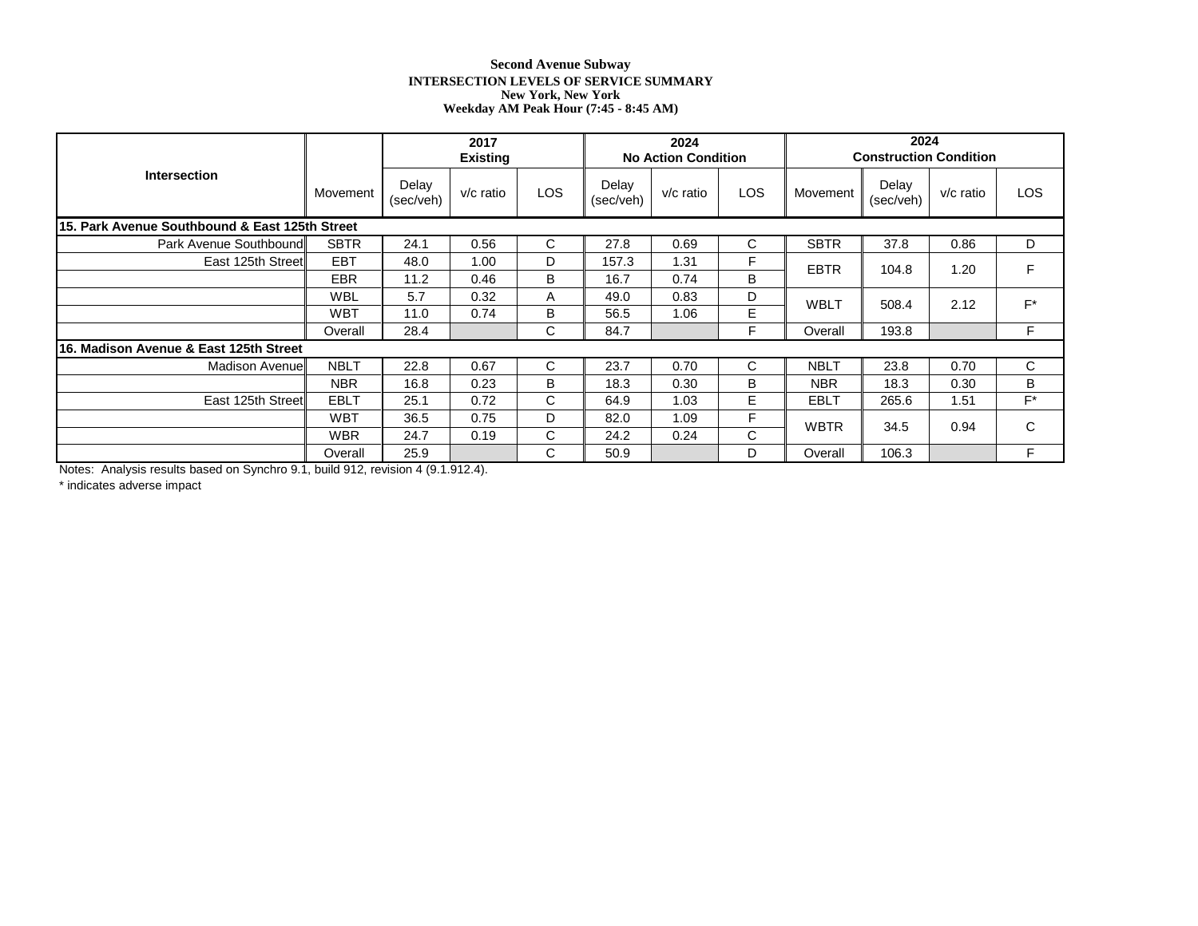**Second Avenue Subway**
**INTERSECTION LEVELS OF SERVICE SUMMARY**
**New York, New York**
**Weekday AM Peak Hour (7:45 - 8:45 AM)**

| Intersection | | 2017 Existing | | | 2024 No Action Condition | | | 2024 Construction Condition | | | |
|---|---|---|---|---|---|---|---|---|---|---|---|
| | Movement | Delay (sec/veh) | v/c ratio | LOS | Delay (sec/veh) | v/c ratio | LOS | Movement | Delay (sec/veh) | v/c ratio | LOS |
| **15. Park Avenue Southbound & East 125th Street** | | | | | | | | | | | |
| Park Avenue Southbound | SBTR | 24.1 | 0.56 | C | 27.8 | 0.69 | C | SBTR | 37.8 | 0.86 | D |
| East 125th Street | EBT | 48.0 | 1.00 | D | 157.3 | 1.31 | F | EBTR | 104.8 | 1.20 | F |
| | EBR | 11.2 | 0.46 | B | 16.7 | 0.74 | B | | | | |
| | WBL | 5.7 | 0.32 | A | 49.0 | 0.83 | D | WBLT | 508.4 | 2.12 | F* |
| | WBT | 11.0 | 0.74 | B | 56.5 | 1.06 | E | | | | |
| | Overall | 28.4 | | C | 84.7 | | F | Overall | 193.8 | | F |
| **16. Madison Avenue & East 125th Street** | | | | | | | | | | | |
| Madison Avenue | NBLT | 22.8 | 0.67 | C | 23.7 | 0.70 | C | NBLT | 23.8 | 0.70 | C |
| | NBR | 16.8 | 0.23 | B | 18.3 | 0.30 | B | NBR | 18.3 | 0.30 | B |
| East 125th Street | EBLT | 25.1 | 0.72 | C | 64.9 | 1.03 | E | EBLT | 265.6 | 1.51 | F* |
| | WBT | 36.5 | 0.75 | D | 82.0 | 1.09 | F | WBTR | 34.5 | 0.94 | C |
| | WBR | 24.7 | 0.19 | C | 24.2 | 0.24 | C | | | | |
| | Overall | 25.9 | | C | 50.9 | | D | Overall | 106.3 | | F |

Notes: Analysis results based on Synchro 9.1, build 912, revision 4 (9.1.912.4).

* indicates adverse impact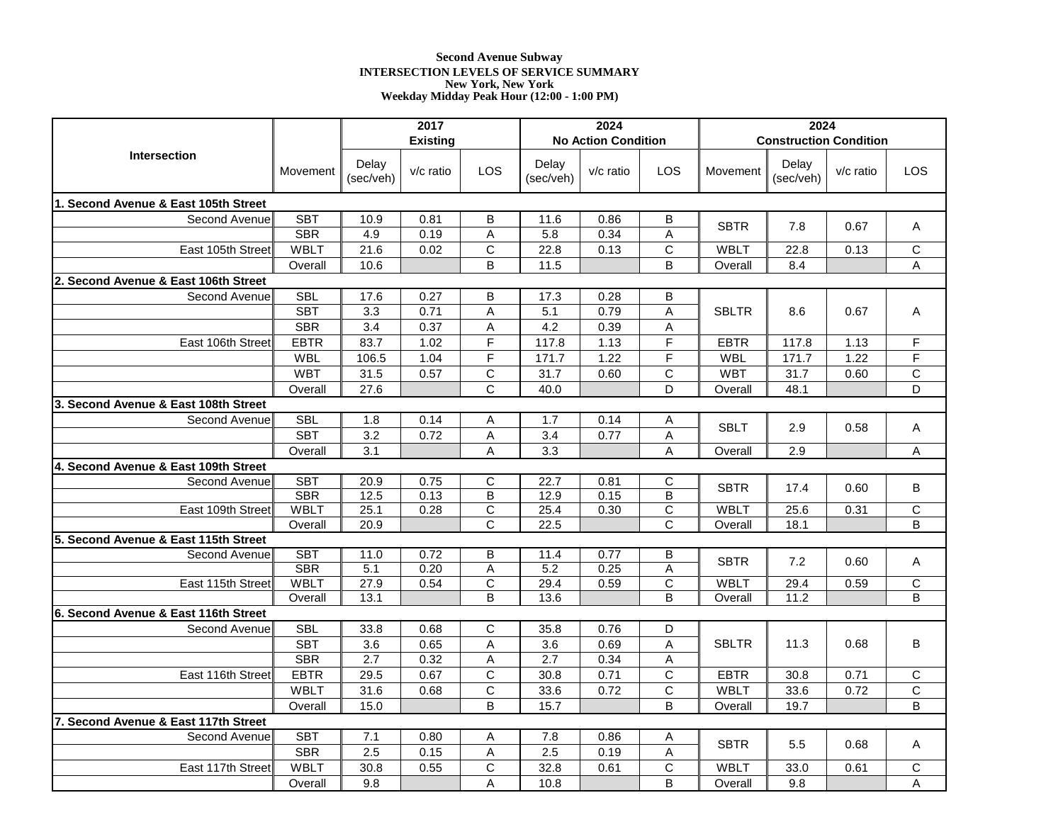**Second Avenue Subway**
**INTERSECTION LEVELS OF SERVICE SUMMARY**
**New York, New York**
**Weekday Midday Peak Hour (12:00 - 1:00 PM)**

| Intersection | Movement | 2017 Existing | | | 2024 No Action Condition | | | 2024 Construction Condition | | | |
|---|---|---|---|---|---|---|---|---|---|---|---|
| | | Delay (sec/veh) | v/c ratio | LOS | Delay (sec/veh) | v/c ratio | LOS | Movement | Delay (sec/veh) | v/c ratio | LOS |
| **1. Second Avenue & East 105th Street** | | | | | | | | | | | |
| Second Avenue | SBT | 10.9 | 0.81 | B | 11.6 | 0.86 | B | SBTR | 7.8 | 0.67 | A |
| | SBR | 4.9 | 0.19 | A | 5.8 | 0.34 | A | | | | |
| East 105th Street | WBLT | 21.6 | 0.02 | C | 22.8 | 0.13 | C | WBLT | 22.8 | 0.13 | C |
| | Overall | 10.6 | | B | 11.5 | | B | Overall | 8.4 | | A |
| **2. Second Avenue & East 106th Street** | | | | | | | | | | | |
| Second Avenue | SBL | 17.6 | 0.27 | B | 17.3 | 0.28 | B | SBLTR | 8.6 | 0.67 | A |
| | SBT | 3.3 | 0.71 | A | 5.1 | 0.79 | A | | | | |
| | SBR | 3.4 | 0.37 | A | 4.2 | 0.39 | A | | | | |
| East 106th Street | EBTR | 83.7 | 1.02 | F | 117.8 | 1.13 | F | EBTR | 117.8 | 1.13 | F |
| | WBL | 106.5 | 1.04 | F | 171.7 | 1.22 | F | WBL | 171.7 | 1.22 | F |
| | WBT | 31.5 | 0.57 | C | 31.7 | 0.60 | C | WBT | 31.7 | 0.60 | C |
| | Overall | 27.6 | | C | 40.0 | | D | Overall | 48.1 | | D |
| **3. Second Avenue & East 108th Street** | | | | | | | | | | | |
| Second Avenue | SBL | 1.8 | 0.14 | A | 1.7 | 0.14 | A | SBLT | 2.9 | 0.58 | A |
| | SBT | 3.2 | 0.72 | A | 3.4 | 0.77 | A | | | | |
| | Overall | 3.1 | | A | 3.3 | | A | Overall | 2.9 | | A |
| **4. Second Avenue & East 109th Street** | | | | | | | | | | | |
| Second Avenue | SBT | 20.9 | 0.75 | C | 22.7 | 0.81 | C | SBTR | 17.4 | 0.60 | B |
| | SBR | 12.5 | 0.13 | B | 12.9 | 0.15 | B | | | | |
| East 109th Street | WBLT | 25.1 | 0.28 | C | 25.4 | 0.30 | C | WBLT | 25.6 | 0.31 | C |
| | Overall | 20.9 | | C | 22.5 | | C | Overall | 18.1 | | B |
| **5. Second Avenue & East 115th Street** | | | | | | | | | | | |
| Second Avenue | SBT | 11.0 | 0.72 | B | 11.4 | 0.77 | B | SBTR | 7.2 | 0.60 | A |
| | SBR | 5.1 | 0.20 | A | 5.2 | 0.25 | A | | | | |
| East 115th Street | WBLT | 27.9 | 0.54 | C | 29.4 | 0.59 | C | WBLT | 29.4 | 0.59 | C |
| | Overall | 13.1 | | B | 13.6 | | B | Overall | 11.2 | | B |
| **6. Second Avenue & East 116th Street** | | | | | | | | | | | |
| Second Avenue | SBL | 33.8 | 0.68 | C | 35.8 | 0.76 | D | SBLTR | 11.3 | 0.68 | B |
| | SBT | 3.6 | 0.65 | A | 3.6 | 0.69 | A | | | | |
| | SBR | 2.7 | 0.32 | A | 2.7 | 0.34 | A | | | | |
| East 116th Street | EBTR | 29.5 | 0.67 | C | 30.8 | 0.71 | C | EBTR | 30.8 | 0.71 | C |
| | WBLT | 31.6 | 0.68 | C | 33.6 | 0.72 | C | WBLT | 33.6 | 0.72 | C |
| | Overall | 15.0 | | B | 15.7 | | B | Overall | 19.7 | | B |
| **7. Second Avenue & East 117th Street** | | | | | | | | | | | |
| Second Avenue | SBT | 7.1 | 0.80 | A | 7.8 | 0.86 | A | SBTR | 5.5 | 0.68 | A |
| | SBR | 2.5 | 0.15 | A | 2.5 | 0.19 | A | | | | |
| East 117th Street | WBLT | 30.8 | 0.55 | C | 32.8 | 0.61 | C | WBLT | 33.0 | 0.61 | C |
| | Overall | 9.8 | | A | 10.8 | | B | Overall | 9.8 | | A |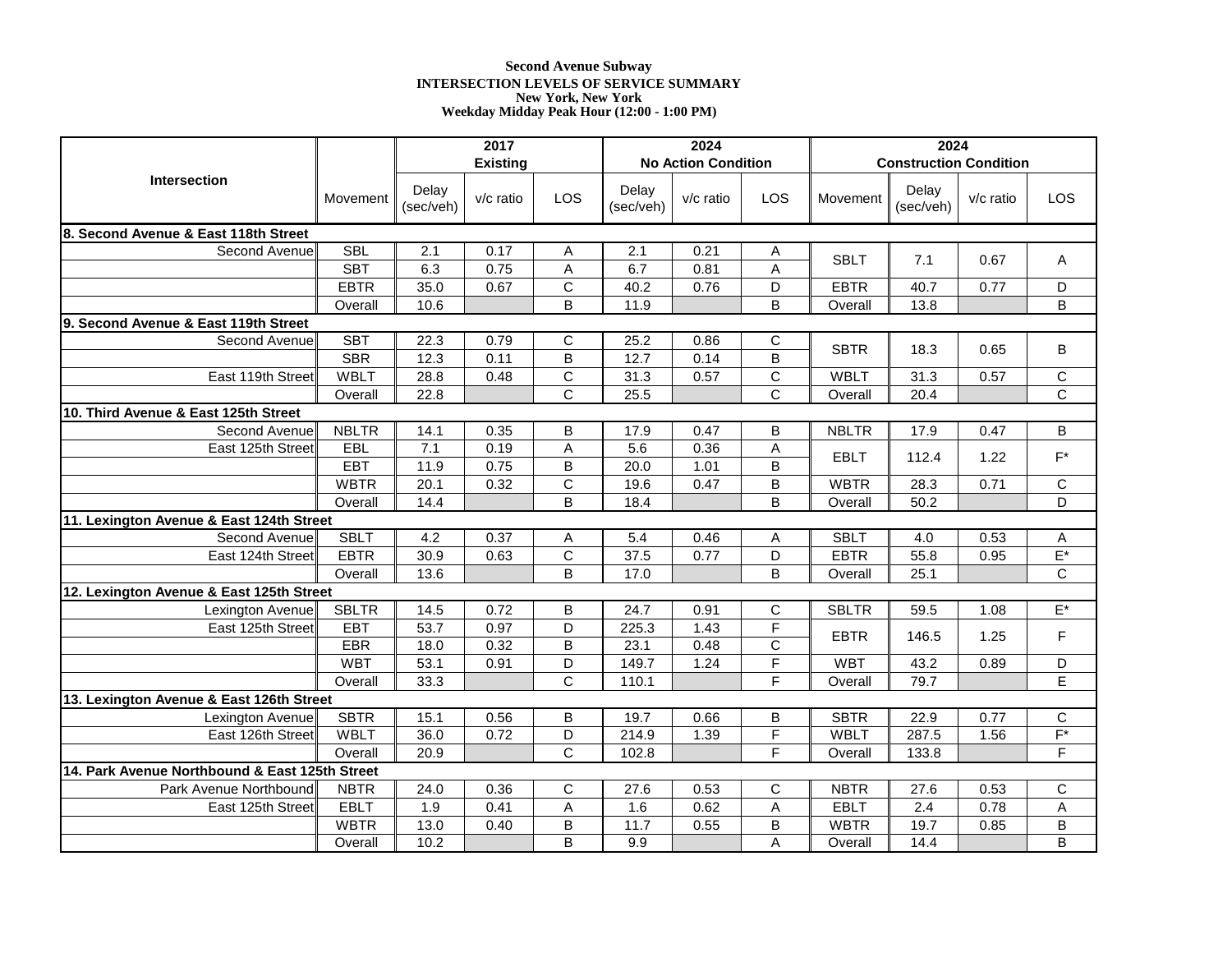**Second Avenue Subway**
**INTERSECTION LEVELS OF SERVICE SUMMARY**
**New York, New York**
**Weekday Midday Peak Hour (12:00 - 1:00 PM)**

| Intersection | Movement | 2017 Existing | | | 2024 No Action Condition | | | 2024 Construction Condition | | | |
|---|---|---|---|---|---|---|---|---|---|---|---|
| | | Delay (sec/veh) | v/c ratio | LOS | Delay (sec/veh) | v/c ratio | LOS | Movement | Delay (sec/veh) | v/c ratio | LOS |
| **8. Second Avenue & East 118th Street** | | | | | | | | | | | |
| Second Avenue | SBL | 2.1 | 0.17 | A | 2.1 | 0.21 | A | SBLT | 7.1 | 0.67 | A |
| | SBT | 6.3 | 0.75 | A | 6.7 | 0.81 | A | | | | |
| | EBTR | 35.0 | 0.67 | C | 40.2 | 0.76 | D | EBTR | 40.7 | 0.77 | D |
| | Overall | 10.6 | | B | 11.9 | | B | Overall | 13.8 | | B |
| **9. Second Avenue & East 119th Street** | | | | | | | | | | | |
| Second Avenue | SBT | 22.3 | 0.79 | C | 25.2 | 0.86 | C | SBTR | 18.3 | 0.65 | B |
| | SBR | 12.3 | 0.11 | B | 12.7 | 0.14 | B | | | | |
| East 119th Street | WBLT | 28.8 | 0.48 | C | 31.3 | 0.57 | C | WBLT | 31.3 | 0.57 | C |
| | Overall | 22.8 | | C | 25.5 | | C | Overall | 20.4 | | C |
| **10. Third Avenue & East 125th Street** | | | | | | | | | | | |
| Second Avenue | NBLTR | 14.1 | 0.35 | B | 17.9 | 0.47 | B | NBLTR | 17.9 | 0.47 | B |
| East 125th Street | EBL | 7.1 | 0.19 | A | 5.6 | 0.36 | A | EBLT | 112.4 | 1.22 | F* |
| | EBT | 11.9 | 0.75 | B | 20.0 | 1.01 | B | | | | |
| | WBTR | 20.1 | 0.32 | C | 19.6 | 0.47 | B | WBTR | 28.3 | 0.71 | C |
| | Overall | 14.4 | | B | 18.4 | | B | Overall | 50.2 | | D |
| **11. Lexington Avenue & East 124th Street** | | | | | | | | | | | |
| Second Avenue | SBLT | 4.2 | 0.37 | A | 5.4 | 0.46 | A | SBLT | 4.0 | 0.53 | A |
| East 124th Street | EBTR | 30.9 | 0.63 | C | 37.5 | 0.77 | D | EBTR | 55.8 | 0.95 | E* |
| | Overall | 13.6 | | B | 17.0 | | B | Overall | 25.1 | | C |
| **12. Lexington Avenue & East 125th Street** | | | | | | | | | | | |
| Lexington Avenue | SBLTR | 14.5 | 0.72 | B | 24.7 | 0.91 | C | SBLTR | 59.5 | 1.08 | E* |
| East 125th Street | EBT | 53.7 | 0.97 | D | 225.3 | 1.43 | F | EBTR | 146.5 | 1.25 | F |
| | EBR | 18.0 | 0.32 | B | 23.1 | 0.48 | C | | | | |
| | WBT | 53.1 | 0.91 | D | 149.7 | 1.24 | F | WBT | 43.2 | 0.89 | D |
| | Overall | 33.3 | | C | 110.1 | | F | Overall | 79.7 | | E |
| **13. Lexington Avenue & East 126th Street** | | | | | | | | | | | |
| Lexington Avenue | SBTR | 15.1 | 0.56 | B | 19.7 | 0.66 | B | SBTR | 22.9 | 0.77 | C |
| East 126th Street | WBLT | 36.0 | 0.72 | D | 214.9 | 1.39 | F | WBLT | 287.5 | 1.56 | F* |
| | Overall | 20.9 | | C | 102.8 | | F | Overall | 133.8 | | F |
| **14. Park Avenue Northbound & East 125th Street** | | | | | | | | | | | |
| Park Avenue Northbound | NBTR | 24.0 | 0.36 | C | 27.6 | 0.53 | C | NBTR | 27.6 | 0.53 | C |
| East 125th Street | EBLT | 1.9 | 0.41 | A | 1.6 | 0.62 | A | EBLT | 2.4 | 0.78 | A |
| | WBTR | 13.0 | 0.40 | B | 11.7 | 0.55 | B | WBTR | 19.7 | 0.85 | B |
| | Overall | 10.2 | | B | 9.9 | | A | Overall | 14.4 | | B |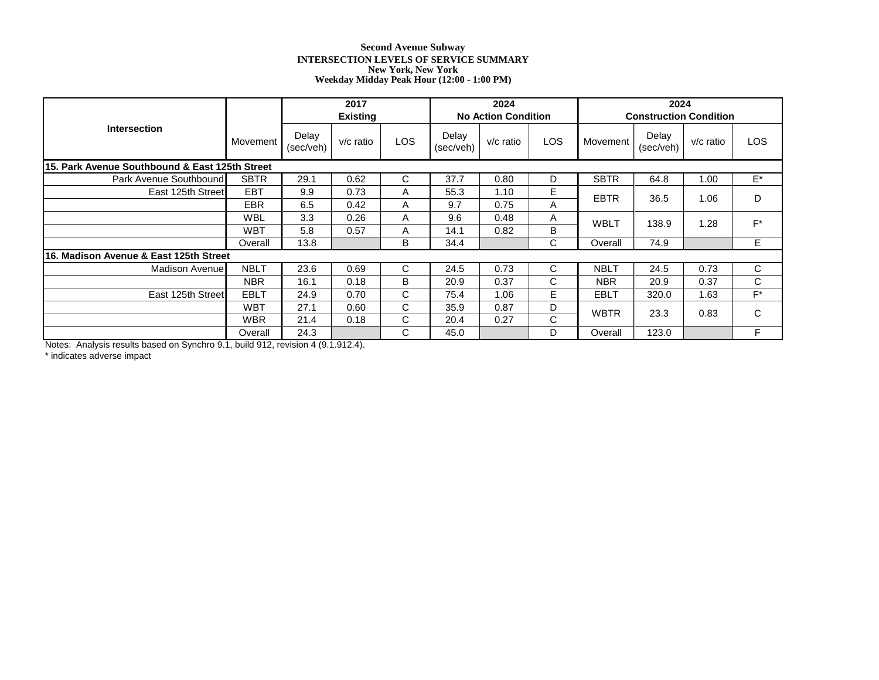**Second Avenue Subway**
**INTERSECTION LEVELS OF SERVICE SUMMARY**
**New York, New York**
**Weekday Midday Peak Hour (12:00 - 1:00 PM)**

| Intersection | Movement | 2017 Existing | | | 2024 No Action Condition | | | 2024 Construction Condition | | | |
|---|---|---|---|---|---|---|---|---|---|---|---|
| | | Delay (sec/veh) | v/c ratio | LOS | Delay (sec/veh) | v/c ratio | LOS | Movement | Delay (sec/veh) | v/c ratio | LOS |
| **15. Park Avenue Southbound & East 125th Street** | | | | | | | | | | | |
| Park Avenue Southbound | SBTR | 29.1 | 0.62 | C | 37.7 | 0.80 | D | SBTR | 64.8 | 1.00 | E* |
| East 125th Street | EBT | 9.9 | 0.73 | A | 55.3 | 1.10 | E | EBTR | 36.5 | 1.06 | D |
| | EBR | 6.5 | 0.42 | A | 9.7 | 0.75 | A | | | | |
| | WBL | 3.3 | 0.26 | A | 9.6 | 0.48 | A | WBLT | 138.9 | 1.28 | F* |
| | WBT | 5.8 | 0.57 | A | 14.1 | 0.82 | B | | | | |
| | Overall | 13.8 | | B | 34.4 | | C | Overall | 74.9 | | E |
| **16. Madison Avenue & East 125th Street** | | | | | | | | | | | |
| Madison Avenue | NBLT | 23.6 | 0.69 | C | 24.5 | 0.73 | C | NBLT | 24.5 | 0.73 | C |
| | NBR | 16.1 | 0.18 | B | 20.9 | 0.37 | C | NBR | 20.9 | 0.37 | C |
| East 125th Street | EBLT | 24.9 | 0.70 | C | 75.4 | 1.06 | E | EBLT | 320.0 | 1.63 | F* |
| | WBT | 27.1 | 0.60 | C | 35.9 | 0.87 | D | WBTR | 23.3 | 0.83 | C |
| | WBR | 21.4 | 0.18 | C | 20.4 | 0.27 | C | | | | |
| | Overall | 24.3 | | C | 45.0 | | D | Overall | 123.0 | | F |

Notes: Analysis results based on Synchro 9.1, build 912, revision 4 (9.1.912.4).
* indicates adverse impact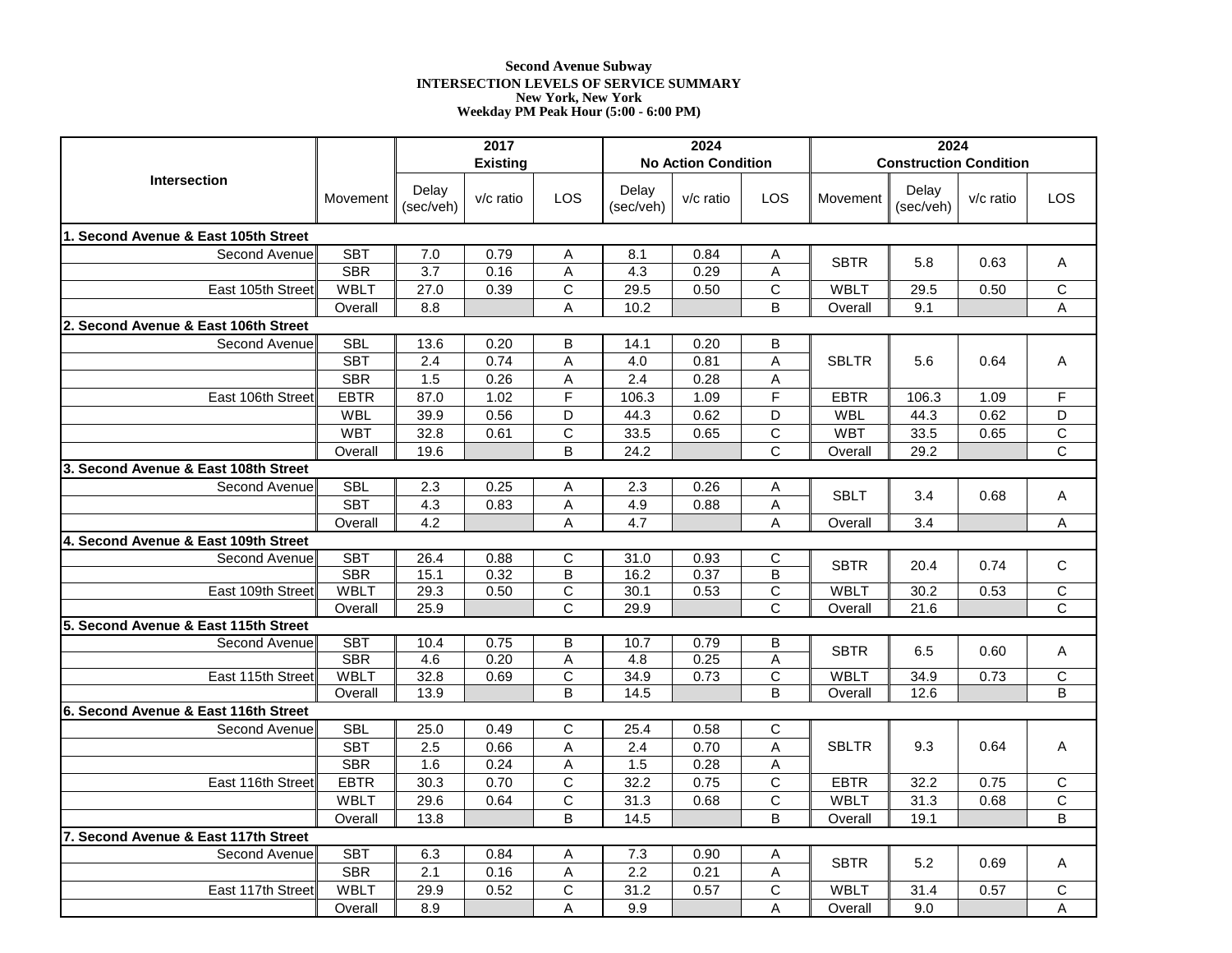**Second Avenue Subway**
**INTERSECTION LEVELS OF SERVICE SUMMARY**
**New York, New York**
**Weekday PM Peak Hour (5:00 - 6:00 PM)**

| Intersection | Movement | 2017 Existing | | | 2024 No Action Condition | | | 2024 Construction Condition | | | |
|---|---|---|---|---|---|---|---|---|---|---|---|
| | | Delay (sec/veh) | v/c ratio | LOS | Delay (sec/veh) | v/c ratio | LOS | Movement | Delay (sec/veh) | v/c ratio | LOS |
| **1. Second Avenue & East 105th Street** | | | | | | | | | | | |
| Second Avenue | SBT | 7.0 | 0.79 | A | 8.1 | 0.84 | A | SBTR | 5.8 | 0.63 | A |
| | SBR | 3.7 | 0.16 | A | 4.3 | 0.29 | A | | | | |
| East 105th Street | WBLT | 27.0 | 0.39 | C | 29.5 | 0.50 | C | WBLT | 29.5 | 0.50 | C |
| | Overall | 8.8 | | A | 10.2 | | B | Overall | 9.1 | | A |
| **2. Second Avenue & East 106th Street** | | | | | | | | | | | |
| Second Avenue | SBL | 13.6 | 0.20 | B | 14.1 | 0.20 | B | SBLTR | 5.6 | 0.64 | A |
| | SBT | 2.4 | 0.74 | A | 4.0 | 0.81 | A | | | | |
| | SBR | 1.5 | 0.26 | A | 2.4 | 0.28 | A | | | | |
| East 106th Street | EBTR | 87.0 | 1.02 | F | 106.3 | 1.09 | F | EBTR | 106.3 | 1.09 | F |
| | WBL | 39.9 | 0.56 | D | 44.3 | 0.62 | D | WBL | 44.3 | 0.62 | D |
| | WBT | 32.8 | 0.61 | C | 33.5 | 0.65 | C | WBT | 33.5 | 0.65 | C |
| | Overall | 19.6 | | B | 24.2 | | C | Overall | 29.2 | | C |
| **3. Second Avenue & East 108th Street** | | | | | | | | | | | |
| Second Avenue | SBL | 2.3 | 0.25 | A | 2.3 | 0.26 | A | SBLT | 3.4 | 0.68 | A |
| | SBT | 4.3 | 0.83 | A | 4.9 | 0.88 | A | | | | |
| | Overall | 4.2 | | A | 4.7 | | A | Overall | 3.4 | | A |
| **4. Second Avenue & East 109th Street** | | | | | | | | | | | |
| Second Avenue | SBT | 26.4 | 0.88 | C | 31.0 | 0.93 | C | SBTR | 20.4 | 0.74 | C |
| | SBR | 15.1 | 0.32 | B | 16.2 | 0.37 | B | | | | |
| East 109th Street | WBLT | 29.3 | 0.50 | C | 30.1 | 0.53 | C | WBLT | 30.2 | 0.53 | C |
| | Overall | 25.9 | | C | 29.9 | | C | Overall | 21.6 | | C |
| **5. Second Avenue & East 115th Street** | | | | | | | | | | | |
| Second Avenue | SBT | 10.4 | 0.75 | B | 10.7 | 0.79 | B | SBTR | 6.5 | 0.60 | A |
| | SBR | 4.6 | 0.20 | A | 4.8 | 0.25 | A | | | | |
| East 115th Street | WBLT | 32.8 | 0.69 | C | 34.9 | 0.73 | C | WBLT | 34.9 | 0.73 | C |
| | Overall | 13.9 | | B | 14.5 | | B | Overall | 12.6 | | B |
| **6. Second Avenue & East 116th Street** | | | | | | | | | | | |
| Second Avenue | SBL | 25.0 | 0.49 | C | 25.4 | 0.58 | C | SBLTR | 9.3 | 0.64 | A |
| | SBT | 2.5 | 0.66 | A | 2.4 | 0.70 | A | | | | |
| | SBR | 1.6 | 0.24 | A | 1.5 | 0.28 | A | | | | |
| East 116th Street | EBTR | 30.3 | 0.70 | C | 32.2 | 0.75 | C | EBTR | 32.2 | 0.75 | C |
| | WBLT | 29.6 | 0.64 | C | 31.3 | 0.68 | C | WBLT | 31.3 | 0.68 | C |
| | Overall | 13.8 | | B | 14.5 | | B | Overall | 19.1 | | B |
| **7. Second Avenue & East 117th Street** | | | | | | | | | | | |
| Second Avenue | SBT | 6.3 | 0.84 | A | 7.3 | 0.90 | A | SBTR | 5.2 | 0.69 | A |
| | SBR | 2.1 | 0.16 | A | 2.2 | 0.21 | A | | | | |
| East 117th Street | WBLT | 29.9 | 0.52 | C | 31.2 | 0.57 | C | WBLT | 31.4 | 0.57 | C |
| | Overall | 8.9 | | A | 9.9 | | A | Overall | 9.0 | | A |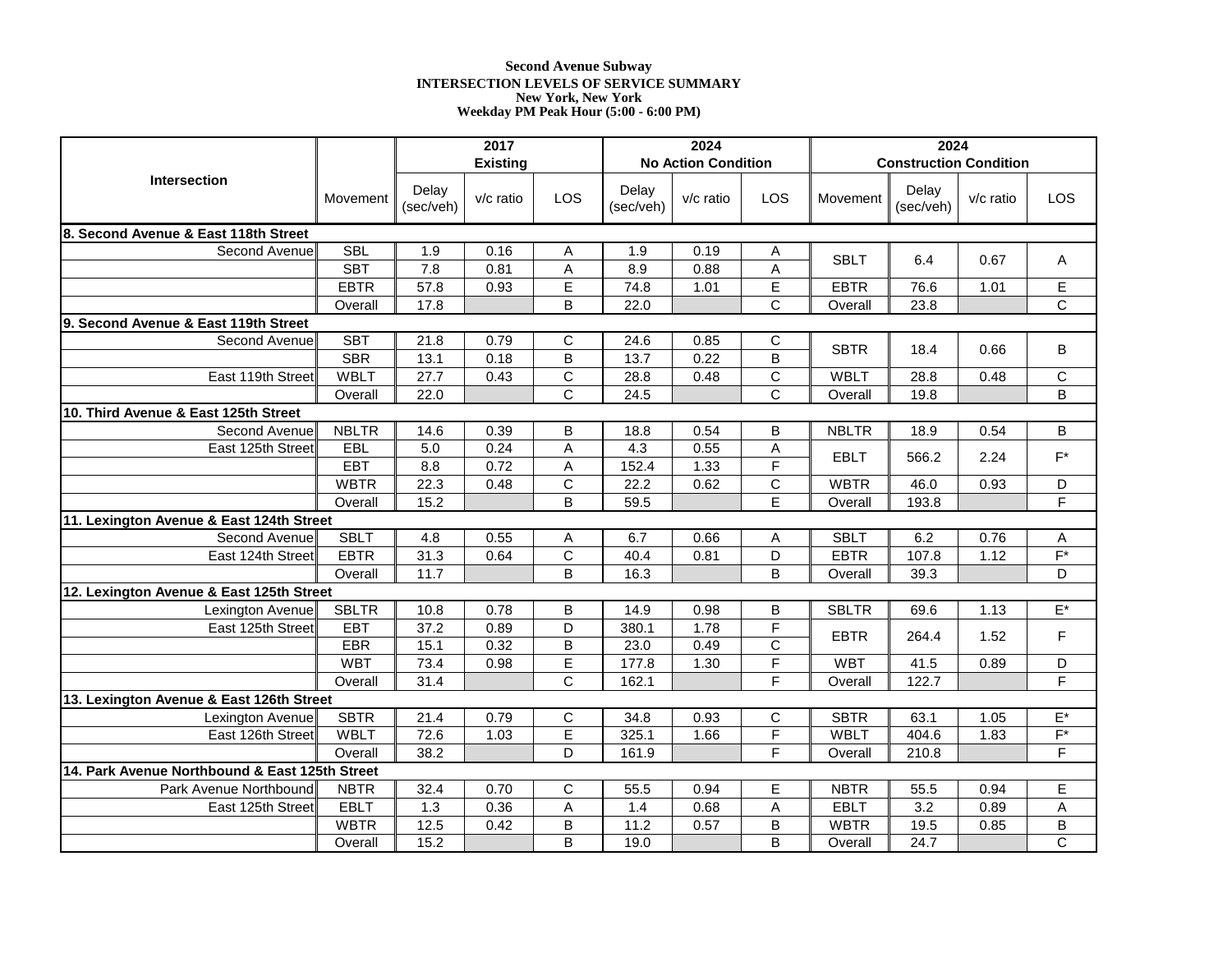**Second Avenue Subway**
**INTERSECTION LEVELS OF SERVICE SUMMARY**
**New York, New York**
**Weekday PM Peak Hour (5:00 - 6:00 PM)**

| Intersection | Movement | 2017 Existing | | | 2024 No Action Condition | | | 2024 Construction Condition | | | |
|---|---|---|---|---|---|---|---|---|---|---|---|
| | | Delay (sec/veh) | v/c ratio | LOS | Delay (sec/veh) | v/c ratio | LOS | Movement | Delay (sec/veh) | v/c ratio | LOS |
| **8. Second Avenue & East 118th Street** | | | | | | | | | | | |
| Second Avenue | SBL | 1.9 | 0.16 | A | 1.9 | 0.19 | A | SBLT | 6.4 | 0.67 | A |
| | SBT | 7.8 | 0.81 | A | 8.9 | 0.88 | A | | | | |
| | EBTR | 57.8 | 0.93 | E | 74.8 | 1.01 | E | EBTR | 76.6 | 1.01 | E |
| | Overall | 17.8 | | B | 22.0 | | C | Overall | 23.8 | | C |
| **9. Second Avenue & East 119th Street** | | | | | | | | | | | |
| Second Avenue | SBT | 21.8 | 0.79 | C | 24.6 | 0.85 | C | SBTR | 18.4 | 0.66 | B |
| | SBR | 13.1 | 0.18 | B | 13.7 | 0.22 | B | | | | |
| East 119th Street | WBLT | 27.7 | 0.43 | C | 28.8 | 0.48 | C | WBLT | 28.8 | 0.48 | C |
| | Overall | 22.0 | | C | 24.5 | | C | Overall | 19.8 | | B |
| **10. Third Avenue & East 125th Street** | | | | | | | | | | | |
| Second Avenue | NBLTR | 14.6 | 0.39 | B | 18.8 | 0.54 | B | NBLTR | 18.9 | 0.54 | B |
| East 125th Street | EBL | 5.0 | 0.24 | A | 4.3 | 0.55 | A | EBLT | 566.2 | 2.24 | F* |
| | EBT | 8.8 | 0.72 | A | 152.4 | 1.33 | F | | | | |
| | WBTR | 22.3 | 0.48 | C | 22.2 | 0.62 | C | WBTR | 46.0 | 0.93 | D |
| | Overall | 15.2 | | B | 59.5 | | E | Overall | 193.8 | | F |
| **11. Lexington Avenue & East 124th Street** | | | | | | | | | | | |
| Second Avenue | SBLT | 4.8 | 0.55 | A | 6.7 | 0.66 | A | SBLT | 6.2 | 0.76 | A |
| East 124th Street | EBTR | 31.3 | 0.64 | C | 40.4 | 0.81 | D | EBTR | 107.8 | 1.12 | F* |
| | Overall | 11.7 | | B | 16.3 | | B | Overall | 39.3 | | D |
| **12. Lexington Avenue & East 125th Street** | | | | | | | | | | | |
| Lexington Avenue | SBLTR | 10.8 | 0.78 | B | 14.9 | 0.98 | B | SBLTR | 69.6 | 1.13 | E* |
| East 125th Street | EBT | 37.2 | 0.89 | D | 380.1 | 1.78 | F | EBTR | 264.4 | 1.52 | F |
| | EBR | 15.1 | 0.32 | B | 23.0 | 0.49 | C | | | | |
| | WBT | 73.4 | 0.98 | E | 177.8 | 1.30 | F | WBT | 41.5 | 0.89 | D |
| | Overall | 31.4 | | C | 162.1 | | F | Overall | 122.7 | | F |
| **13. Lexington Avenue & East 126th Street** | | | | | | | | | | | |
| Lexington Avenue | SBTR | 21.4 | 0.79 | C | 34.8 | 0.93 | C | SBTR | 63.1 | 1.05 | E* |
| East 126th Street | WBLT | 72.6 | 1.03 | E | 325.1 | 1.66 | F | WBLT | 404.6 | 1.83 | F* |
| | Overall | 38.2 | | D | 161.9 | | F | Overall | 210.8 | | F |
| **14. Park Avenue Northbound & East 125th Street** | | | | | | | | | | | |
| Park Avenue Northbound | NBTR | 32.4 | 0.70 | C | 55.5 | 0.94 | E | NBTR | 55.5 | 0.94 | E |
| East 125th Street | EBLT | 1.3 | 0.36 | A | 1.4 | 0.68 | A | EBLT | 3.2 | 0.89 | A |
| | WBTR | 12.5 | 0.42 | B | 11.2 | 0.57 | B | WBTR | 19.5 | 0.85 | B |
| | Overall | 15.2 | | B | 19.0 | | B | Overall | 24.7 | | C |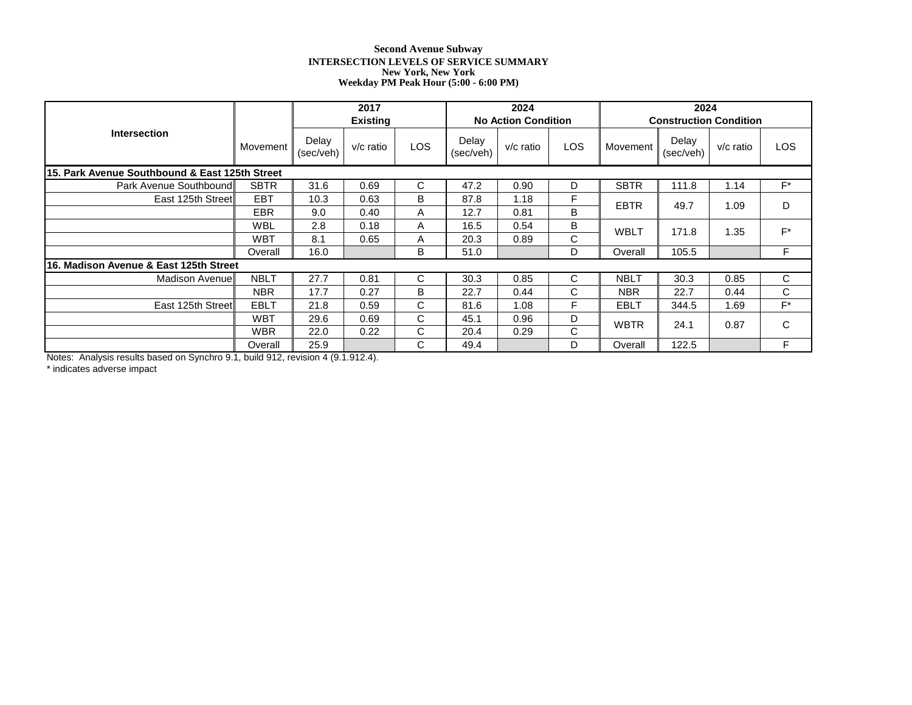**Second Avenue Subway**
**INTERSECTION LEVELS OF SERVICE SUMMARY**
**New York, New York**
**Weekday PM Peak Hour (5:00 - 6:00 PM)**

| Intersection | Movement | 2017 Existing | | | 2024 No Action Condition | | | 2024 Construction Condition | | | |
|---|---|---|---|---|---|---|---|---|---|---|---|
| | | Delay (sec/veh) | v/c ratio | LOS | Delay (sec/veh) | v/c ratio | LOS | Movement | Delay (sec/veh) | v/c ratio | LOS |
| **15. Park Avenue Southbound & East 125th Street** | | | | | | | | | | | |
| Park Avenue Southbound | SBTR | 31.6 | 0.69 | C | 47.2 | 0.90 | D | SBTR | 111.8 | 1.14 | F* |
| East 125th Street | EBT | 10.3 | 0.63 | B | 87.8 | 1.18 | F | EBTR | 49.7 | 1.09 | D |
| | EBR | 9.0 | 0.40 | A | 12.7 | 0.81 | B | | | | |
| | WBL | 2.8 | 0.18 | A | 16.5 | 0.54 | B | WBLT | 171.8 | 1.35 | F* |
| | WBT | 8.1 | 0.65 | A | 20.3 | 0.89 | C | | | | |
| | Overall | 16.0 | | B | 51.0 | | D | Overall | 105.5 | | F |
| **16. Madison Avenue & East 125th Street** | | | | | | | | | | | |
| Madison Avenue | NBLT | 27.7 | 0.81 | C | 30.3 | 0.85 | C | NBLT | 30.3 | 0.85 | C |
| | NBR | 17.7 | 0.27 | B | 22.7 | 0.44 | C | NBR | 22.7 | 0.44 | C |
| East 125th Street | EBLT | 21.8 | 0.59 | C | 81.6 | 1.08 | F | EBLT | 344.5 | 1.69 | F* |
| | WBT | 29.6 | 0.69 | C | 45.1 | 0.96 | D | WBTR | 24.1 | 0.87 | C |
| | WBR | 22.0 | 0.22 | C | 20.4 | 0.29 | C | | | | |
| | Overall | 25.9 | | C | 49.4 | | D | Overall | 122.5 | | F |

Notes: Analysis results based on Synchro 9.1, build 912, revision 4 (9.1.912.4).
* indicates adverse impact